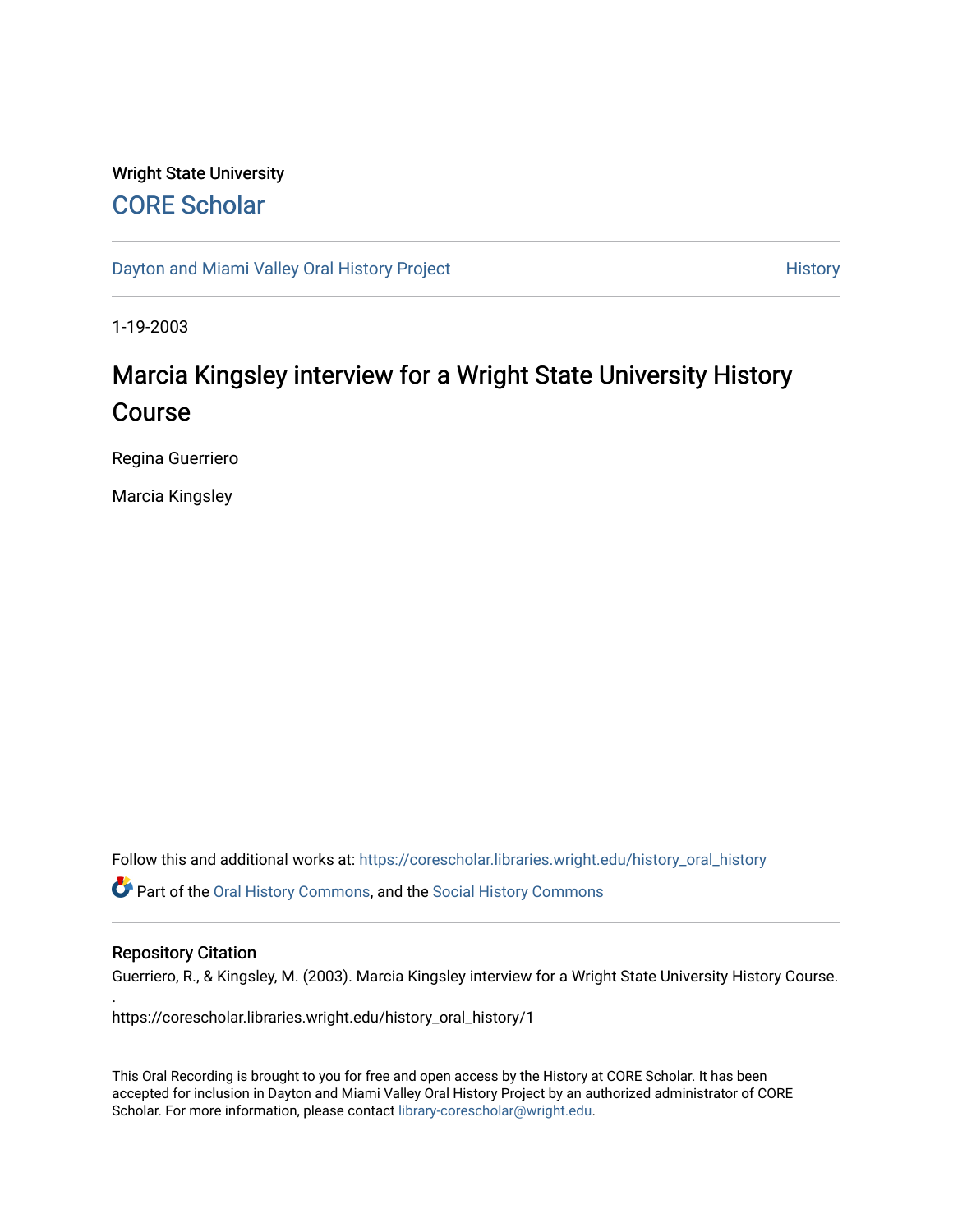Wright State University

CORE Scholar

Dayton and Miami Valley Oral History Project

History

1-19-2003

# Marcia Kingsley interview for a Wright State University History Course

Regina Guerriero

Marcia Kingsley

Follow this and additional works at: https://corescholar.libraries.wright.edu/history_oral_history

Part of the Oral History Commons, and the Social History Commons

## Repository Citation

Guerriero, R., & Kingsley, M. (2003). Marcia Kingsley interview for a Wright State University History Course.
.
https://corescholar.libraries.wright.edu/history_oral_history/1

This Oral Recording is brought to you for free and open access by the History at CORE Scholar. It has been accepted for inclusion in Dayton and Miami Valley Oral History Project by an authorized administrator of CORE Scholar. For more information, please contact library-corescholar@wright.edu.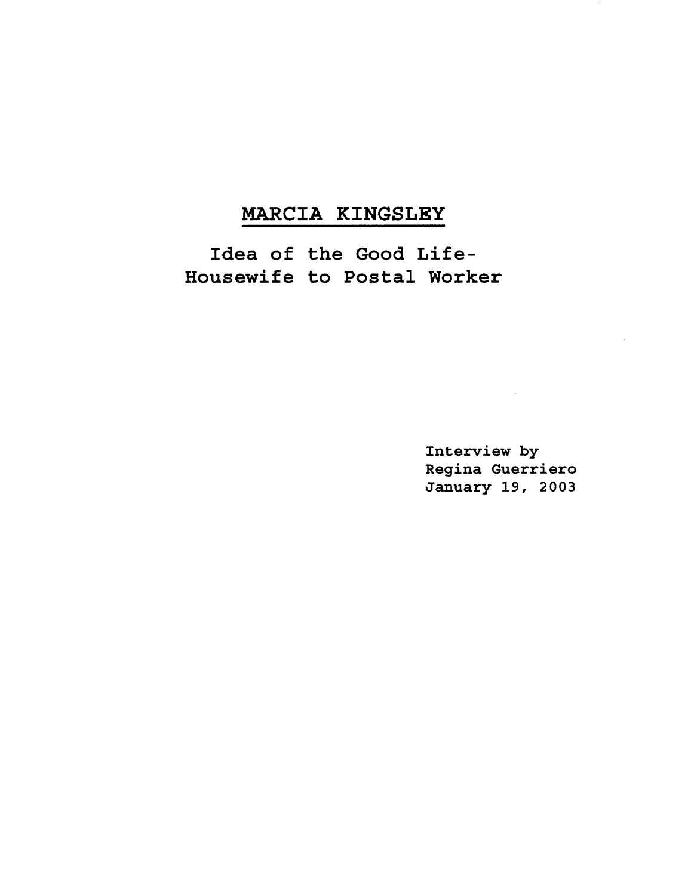# MARCIA KINGSLEY

## Idea of the Good Life-
## Housewife to Postal Worker

Interview by
Regina Guerriero
January 19, 2003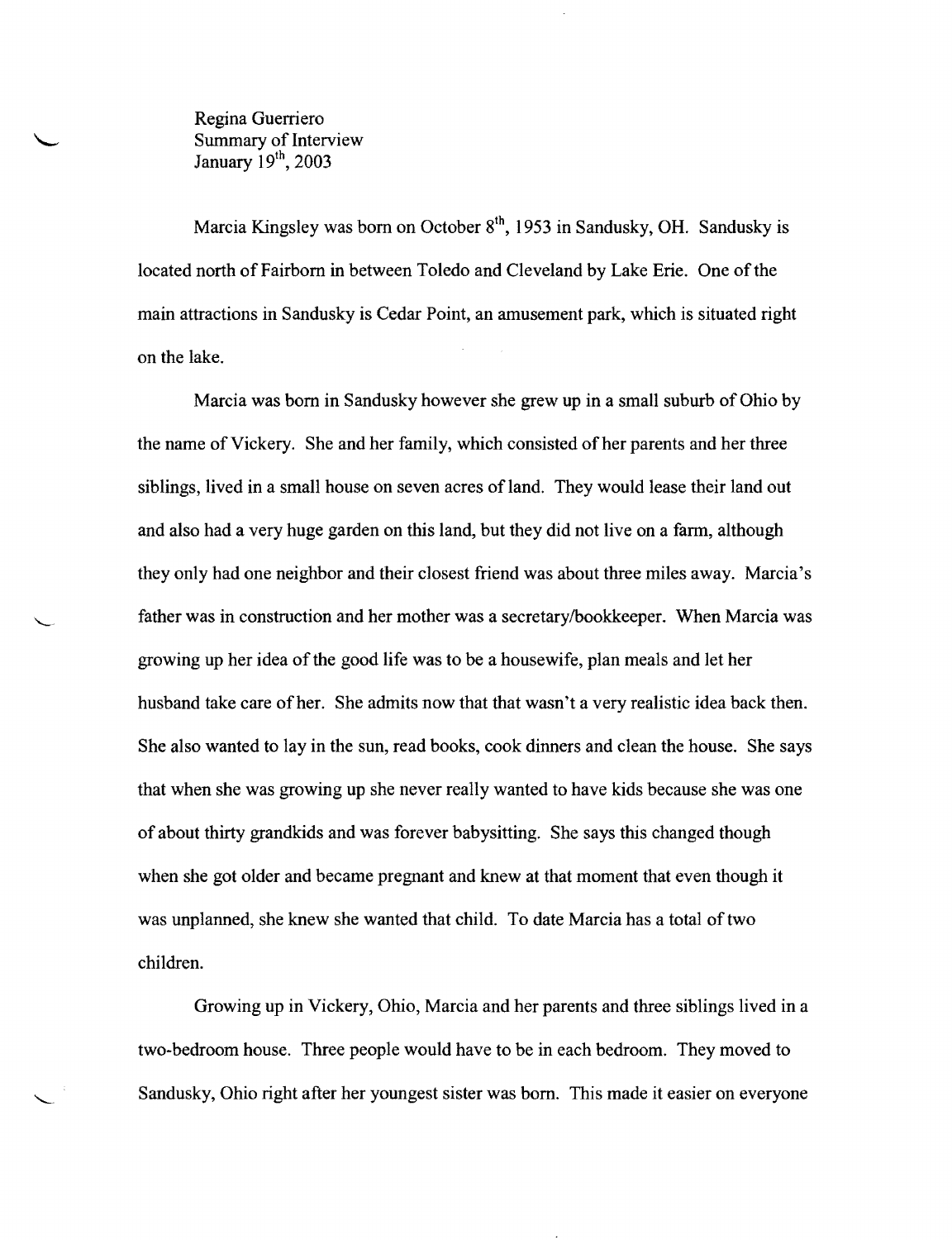Regina Guerriero
Summary of Interview
January 19th, 2003

Marcia Kingsley was born on October 8th, 1953 in Sandusky, OH. Sandusky is located north of Fairborn in between Toledo and Cleveland by Lake Erie. One of the main attractions in Sandusky is Cedar Point, an amusement park, which is situated right on the lake.

Marcia was born in Sandusky however she grew up in a small suburb of Ohio by the name of Vickery. She and her family, which consisted of her parents and her three siblings, lived in a small house on seven acres of land. They would lease their land out and also had a very huge garden on this land, but they did not live on a farm, although they only had one neighbor and their closest friend was about three miles away. Marcia's father was in construction and her mother was a secretary/bookkeeper. When Marcia was growing up her idea of the good life was to be a housewife, plan meals and let her husband take care of her. She admits now that that wasn't a very realistic idea back then. She also wanted to lay in the sun, read books, cook dinners and clean the house. She says that when she was growing up she never really wanted to have kids because she was one of about thirty grandkids and was forever babysitting. She says this changed though when she got older and became pregnant and knew at that moment that even though it was unplanned, she knew she wanted that child. To date Marcia has a total of two children.

Growing up in Vickery, Ohio, Marcia and her parents and three siblings lived in a two-bedroom house. Three people would have to be in each bedroom. They moved to Sandusky, Ohio right after her youngest sister was born. This made it easier on everyone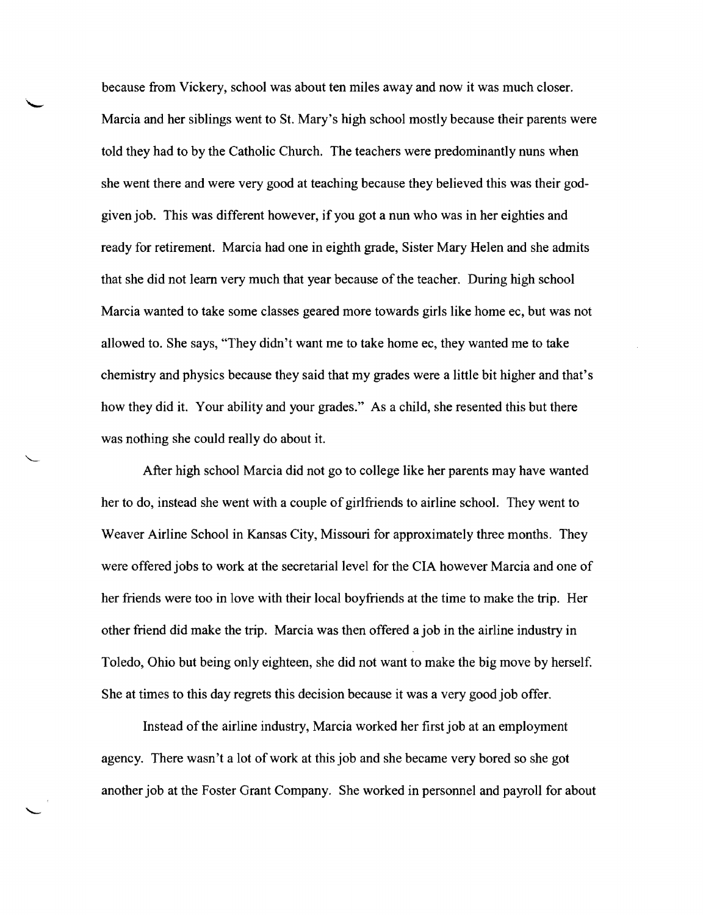because from Vickery, school was about ten miles away and now it was much closer. Marcia and her siblings went to St. Mary's high school mostly because their parents were told they had to by the Catholic Church. The teachers were predominantly nuns when she went there and were very good at teaching because they believed this was their god-given job. This was different however, if you got a nun who was in her eighties and ready for retirement. Marcia had one in eighth grade, Sister Mary Helen and she admits that she did not learn very much that year because of the teacher. During high school Marcia wanted to take some classes geared more towards girls like home ec, but was not allowed to. She says, "They didn't want me to take home ec, they wanted me to take chemistry and physics because they said that my grades were a little bit higher and that's how they did it. Your ability and your grades." As a child, she resented this but there was nothing she could really do about it.

After high school Marcia did not go to college like her parents may have wanted her to do, instead she went with a couple of girlfriends to airline school. They went to Weaver Airline School in Kansas City, Missouri for approximately three months. They were offered jobs to work at the secretarial level for the CIA however Marcia and one of her friends were too in love with their local boyfriends at the time to make the trip. Her other friend did make the trip. Marcia was then offered a job in the airline industry in Toledo, Ohio but being only eighteen, she did not want to make the big move by herself. She at times to this day regrets this decision because it was a very good job offer.

Instead of the airline industry, Marcia worked her first job at an employment agency. There wasn't a lot of work at this job and she became very bored so she got another job at the Foster Grant Company. She worked in personnel and payroll for about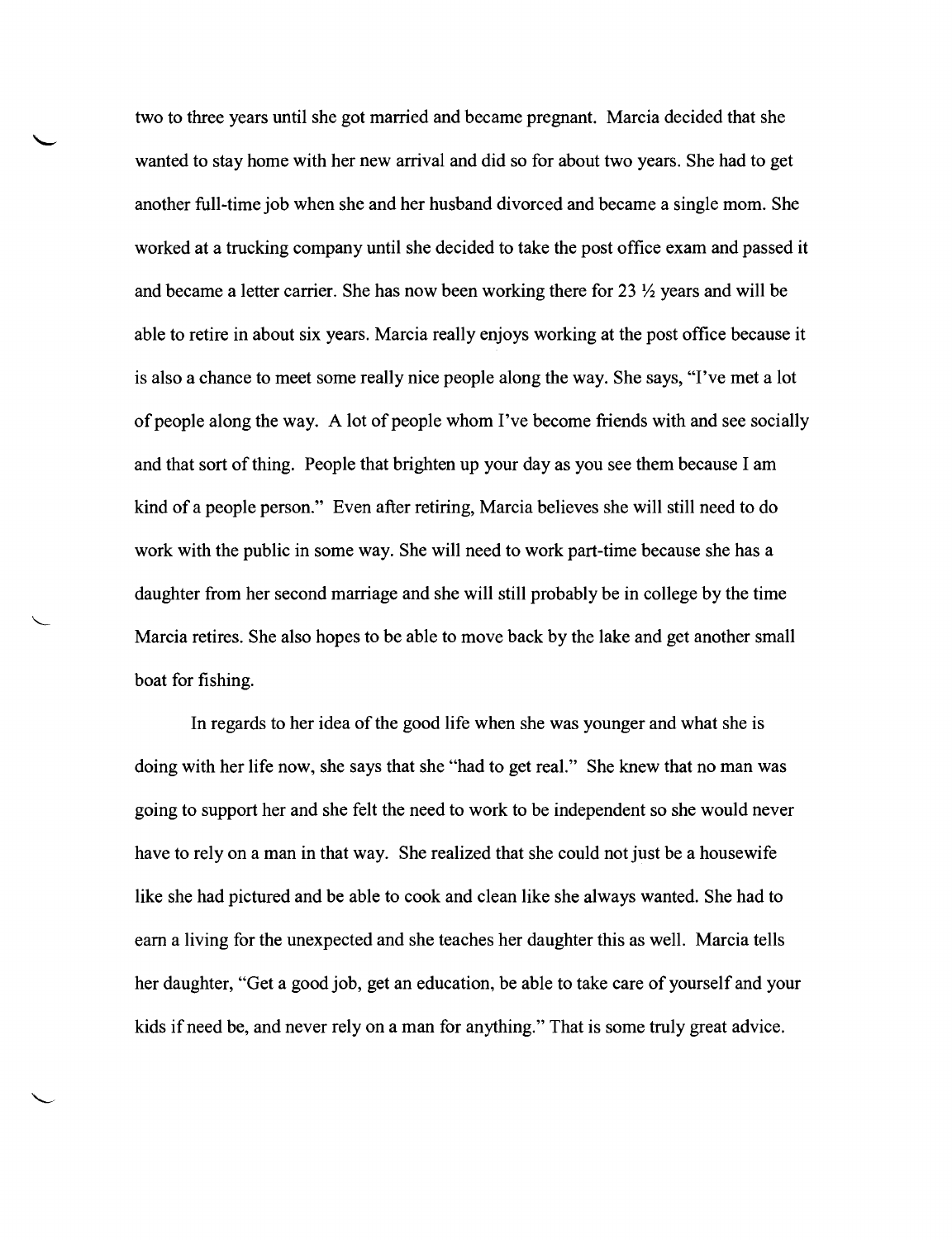two to three years until she got married and became pregnant. Marcia decided that she wanted to stay home with her new arrival and did so for about two years. She had to get another full-time job when she and her husband divorced and became a single mom. She worked at a trucking company until she decided to take the post office exam and passed it and became a letter carrier. She has now been working there for 23 ½ years and will be able to retire in about six years. Marcia really enjoys working at the post office because it is also a chance to meet some really nice people along the way. She says, "I've met a lot of people along the way. A lot of people whom I've become friends with and see socially and that sort of thing. People that brighten up your day as you see them because I am kind of a people person." Even after retiring, Marcia believes she will still need to do work with the public in some way. She will need to work part-time because she has a daughter from her second marriage and she will still probably be in college by the time Marcia retires. She also hopes to be able to move back by the lake and get another small boat for fishing.

In regards to her idea of the good life when she was younger and what she is doing with her life now, she says that she "had to get real." She knew that no man was going to support her and she felt the need to work to be independent so she would never have to rely on a man in that way. She realized that she could not just be a housewife like she had pictured and be able to cook and clean like she always wanted. She had to earn a living for the unexpected and she teaches her daughter this as well. Marcia tells her daughter, "Get a good job, get an education, be able to take care of yourself and your kids if need be, and never rely on a man for anything." That is some truly great advice.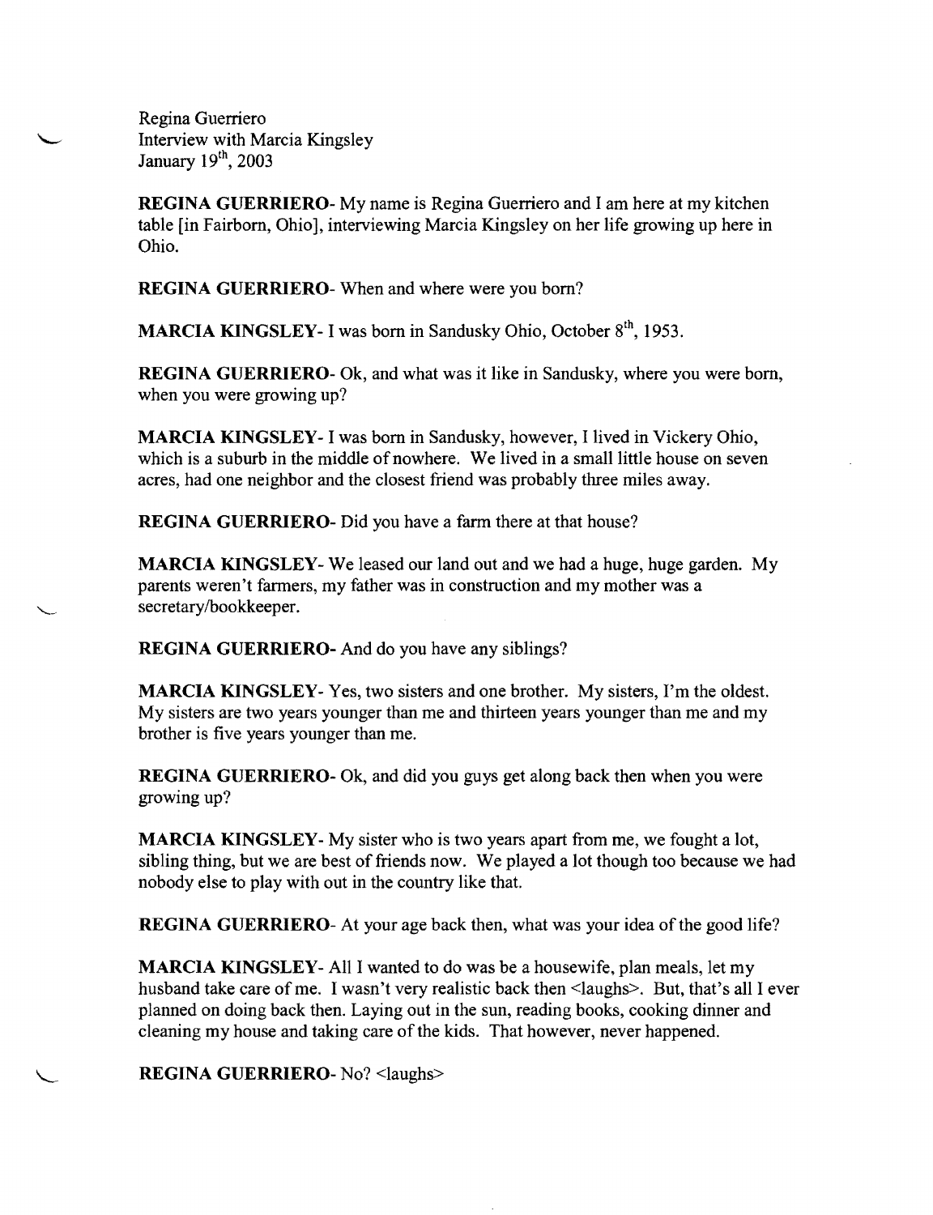Regina Guerriero
Interview with Marcia Kingsley
January 19th, 2003

**REGINA GUERRIERO**- My name is Regina Guerriero and I am here at my kitchen table [in Fairborn, Ohio], interviewing Marcia Kingsley on her life growing up here in Ohio.

**REGINA GUERRIERO**- When and where were you born?

**MARCIA KINGSLEY**- I was born in Sandusky Ohio, October 8th, 1953.

**REGINA GUERRIERO**- Ok, and what was it like in Sandusky, where you were born, when you were growing up?

**MARCIA KINGSLEY**- I was born in Sandusky, however, I lived in Vickery Ohio, which is a suburb in the middle of nowhere. We lived in a small little house on seven acres, had one neighbor and the closest friend was probably three miles away.

**REGINA GUERRIERO**- Did you have a farm there at that house?

**MARCIA KINGSLEY**- We leased our land out and we had a huge, huge garden. My parents weren't farmers, my father was in construction and my mother was a secretary/bookkeeper.

**REGINA GUERRIERO**- And do you have any siblings?

**MARCIA KINGSLEY**- Yes, two sisters and one brother. My sisters, I'm the oldest. My sisters are two years younger than me and thirteen years younger than me and my brother is five years younger than me.

**REGINA GUERRIERO**- Ok, and did you guys get along back then when you were growing up?

**MARCIA KINGSLEY**- My sister who is two years apart from me, we fought a lot, sibling thing, but we are best of friends now. We played a lot though too because we had nobody else to play with out in the country like that.

**REGINA GUERRIERO**- At your age back then, what was your idea of the good life?

**MARCIA KINGSLEY**- All I wanted to do was be a housewife, plan meals, let my husband take care of me. I wasn't very realistic back then <laughs>. But, that's all I ever planned on doing back then. Laying out in the sun, reading books, cooking dinner and cleaning my house and taking care of the kids. That however, never happened.

**REGINA GUERRIERO**- No? <laughs>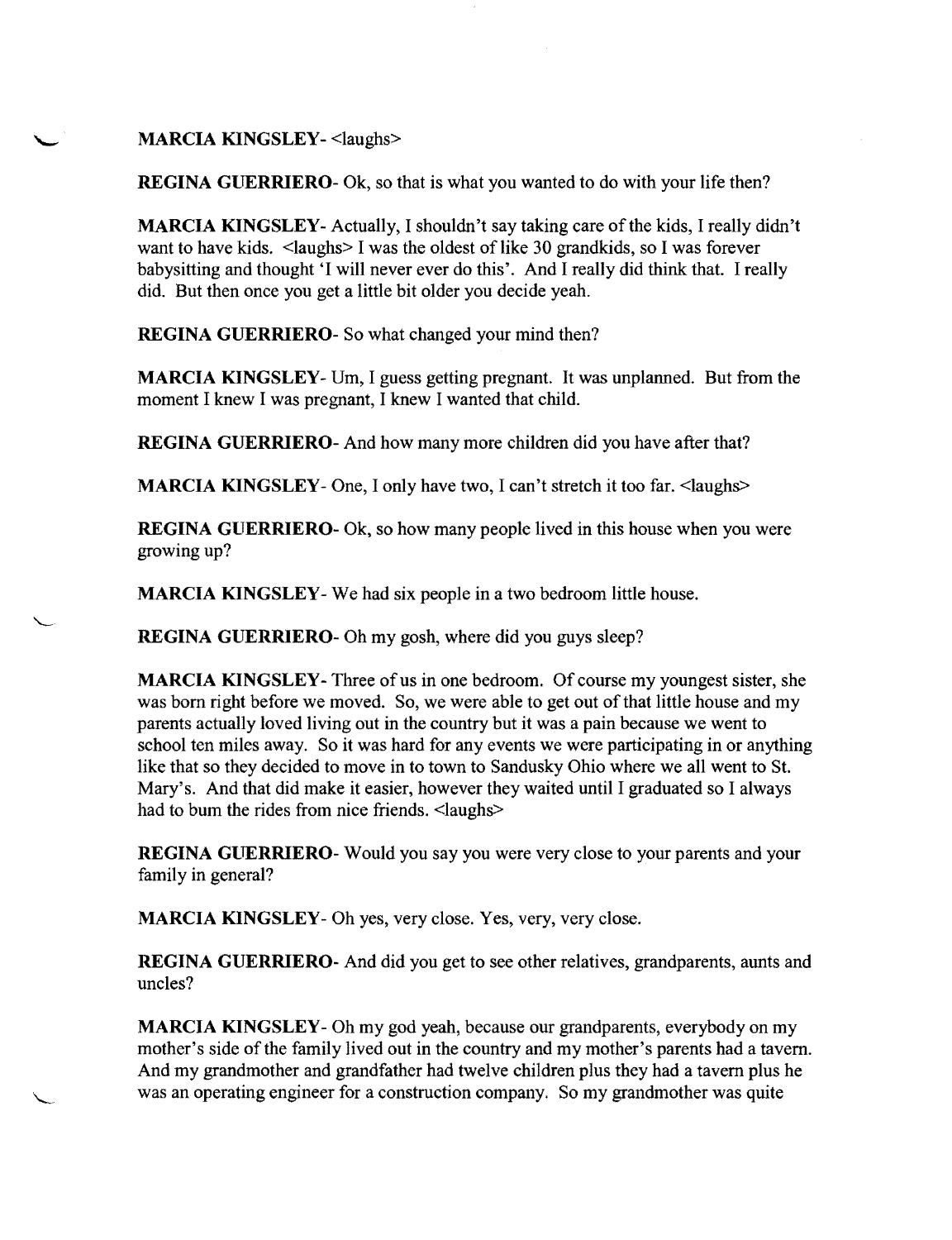**MARCIA KINGSLEY**- <laughs>

**REGINA GUERRIERO**- Ok, so that is what you wanted to do with your life then?

**MARCIA KINGSLEY**- Actually, I shouldn't say taking care of the kids, I really didn't want to have kids. <laughs> I was the oldest of like 30 grandkids, so I was forever babysitting and thought 'I will never ever do this'. And I really did think that. I really did. But then once you get a little bit older you decide yeah.

**REGINA GUERRIERO**- So what changed your mind then?

**MARCIA KINGSLEY**- Um, I guess getting pregnant. It was unplanned. But from the moment I knew I was pregnant, I knew I wanted that child.

**REGINA GUERRIERO**- And how many more children did you have after that?

**MARCIA KINGSLEY**- One, I only have two, I can't stretch it too far. <laughs>

**REGINA GUERRIERO**- Ok, so how many people lived in this house when you were growing up?

**MARCIA KINGSLEY**- We had six people in a two bedroom little house.

**REGINA GUERRIERO**- Oh my gosh, where did you guys sleep?

**MARCIA KINGSLEY**- Three of us in one bedroom. Of course my youngest sister, she was born right before we moved. So, we were able to get out of that little house and my parents actually loved living out in the country but it was a pain because we went to school ten miles away. So it was hard for any events we were participating in or anything like that so they decided to move in to town to Sandusky Ohio where we all went to St. Mary's. And that did make it easier, however they waited until I graduated so I always had to bum the rides from nice friends. <laughs>

**REGINA GUERRIERO**- Would you say you were very close to your parents and your family in general?

**MARCIA KINGSLEY**- Oh yes, very close. Yes, very, very close.

**REGINA GUERRIERO**- And did you get to see other relatives, grandparents, aunts and uncles?

**MARCIA KINGSLEY**- Oh my god yeah, because our grandparents, everybody on my mother's side of the family lived out in the country and my mother's parents had a tavern. And my grandmother and grandfather had twelve children plus they had a tavern plus he was an operating engineer for a construction company. So my grandmother was quite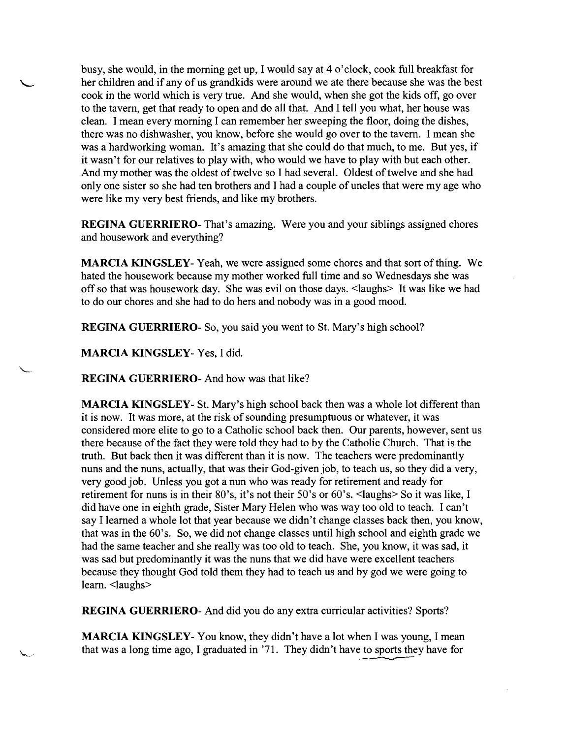busy, she would, in the morning get up, I would say at 4 o'clock, cook full breakfast for her children and if any of us grandkids were around we ate there because she was the best cook in the world which is very true. And she would, when she got the kids off, go over to the tavern, get that ready to open and do all that. And I tell you what, her house was clean. I mean every morning I can remember her sweeping the floor, doing the dishes, there was no dishwasher, you know, before she would go over to the tavern. I mean she was a hardworking woman. It's amazing that she could do that much, to me. But yes, if it wasn't for our relatives to play with, who would we have to play with but each other. And my mother was the oldest of twelve so I had several. Oldest of twelve and she had only one sister so she had ten brothers and I had a couple of uncles that were my age who were like my very best friends, and like my brothers.

**REGINA GUERRIERO**- That's amazing. Were you and your siblings assigned chores and housework and everything?

**MARCIA KINGSLEY**- Yeah, we were assigned some chores and that sort of thing. We hated the housework because my mother worked full time and so Wednesdays she was off so that was housework day. She was evil on those days. <laughs> It was like we had to do our chores and she had to do hers and nobody was in a good mood.

**REGINA GUERRIERO**- So, you said you went to St. Mary's high school?

**MARCIA KINGSLEY**- Yes, I did.

**REGINA GUERRIERO**- And how was that like?

**MARCIA KINGSLEY**- St. Mary's high school back then was a whole lot different than it is now. It was more elite, at the risk of sounding presumptuous or whatever, it was considered more elite to go to a Catholic school back then. Our parents, however, sent us there because of the fact they were told they had to by the Catholic Church. That is the truth. But back then it was different than it is now. The teachers were predominantly nuns and the nuns, actually, that was their God-given job, to teach us, so they did a very, very good job. Unless you got a nun who was ready for retirement and ready for retirement for nuns is in their 80's, it's not their 50's or 60's. <laughs> So it was like, I did have one in eighth grade, Sister Mary Helen who was way too old to teach. I can't say I learned a whole lot that year because we didn't change classes back then, you know, that was in the 60's. So, we did not change classes until high school and eighth grade we had the same teacher and she really was too old to teach. She, you know, it was sad, it was sad but predominantly it was the nuns that we did have were excellent teachers because they thought God told them they had to teach us and by god we were going to learn. <laughs>

**REGINA GUERRIERO**- And did you do any extra curricular activities? Sports?

**MARCIA KINGSLEY**- You know, they didn't have a lot when I was young, I mean that was a long time ago, I graduated in '71. They didn't have to sports they have for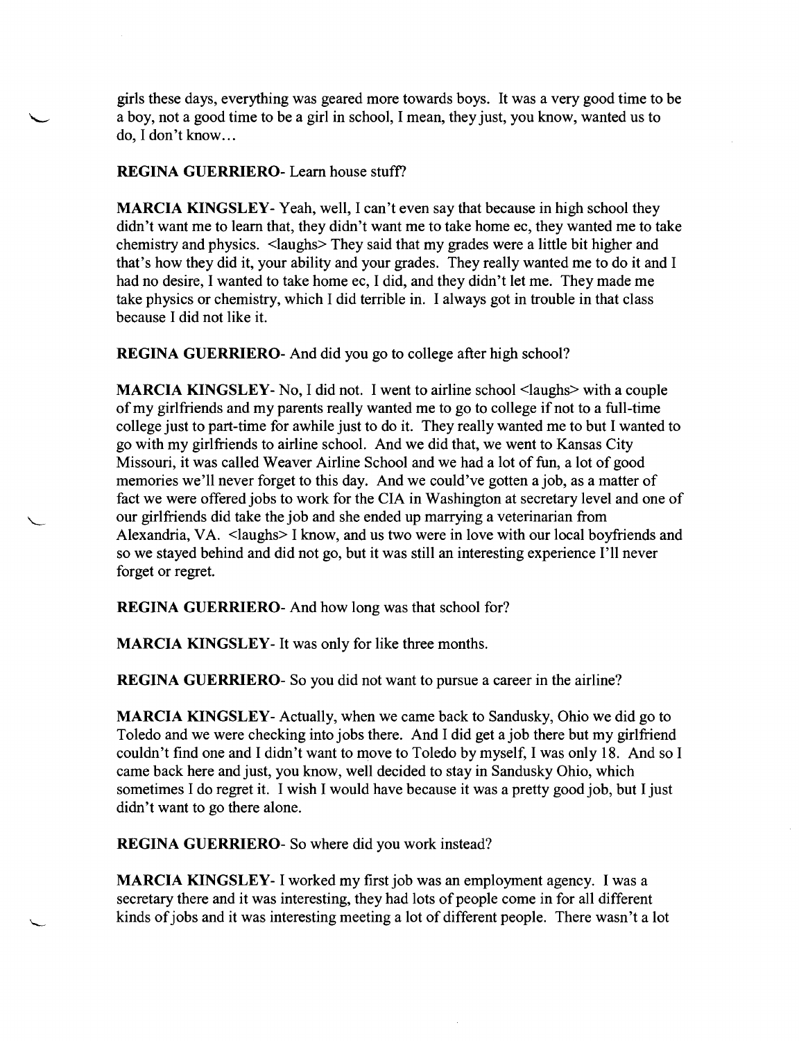girls these days, everything was geared more towards boys. It was a very good time to be a boy, not a good time to be a girl in school, I mean, they just, you know, wanted us to do, I don't know...

**REGINA GUERRIERO**- Learn house stuff?

**MARCIA KINGSLEY**- Yeah, well, I can't even say that because in high school they didn't want me to learn that, they didn't want me to take home ec, they wanted me to take chemistry and physics. <laughs> They said that my grades were a little bit higher and that's how they did it, your ability and your grades. They really wanted me to do it and I had no desire, I wanted to take home ec, I did, and they didn't let me. They made me take physics or chemistry, which I did terrible in. I always got in trouble in that class because I did not like it.

**REGINA GUERRIERO**- And did you go to college after high school?

**MARCIA KINGSLEY**- No, I did not. I went to airline school <laughs> with a couple of my girlfriends and my parents really wanted me to go to college if not to a full-time college just to part-time for awhile just to do it. They really wanted me to but I wanted to go with my girlfriends to airline school. And we did that, we went to Kansas City Missouri, it was called Weaver Airline School and we had a lot of fun, a lot of good memories we'll never forget to this day. And we could've gotten a job, as a matter of fact we were offered jobs to work for the CIA in Washington at secretary level and one of our girlfriends did take the job and she ended up marrying a veterinarian from Alexandria, VA. <laughs> I know, and us two were in love with our local boyfriends and so we stayed behind and did not go, but it was still an interesting experience I'll never forget or regret.

**REGINA GUERRIERO**- And how long was that school for?

**MARCIA KINGSLEY**- It was only for like three months.

**REGINA GUERRIERO**- So you did not want to pursue a career in the airline?

**MARCIA KINGSLEY**- Actually, when we came back to Sandusky, Ohio we did go to Toledo and we were checking into jobs there. And I did get a job there but my girlfriend couldn't find one and I didn't want to move to Toledo by myself, I was only 18. And so I came back here and just, you know, well decided to stay in Sandusky Ohio, which sometimes I do regret it. I wish I would have because it was a pretty good job, but I just didn't want to go there alone.

**REGINA GUERRIERO**- So where did you work instead?

**MARCIA KINGSLEY**- I worked my first job was an employment agency. I was a secretary there and it was interesting, they had lots of people come in for all different kinds of jobs and it was interesting meeting a lot of different people. There wasn't a lot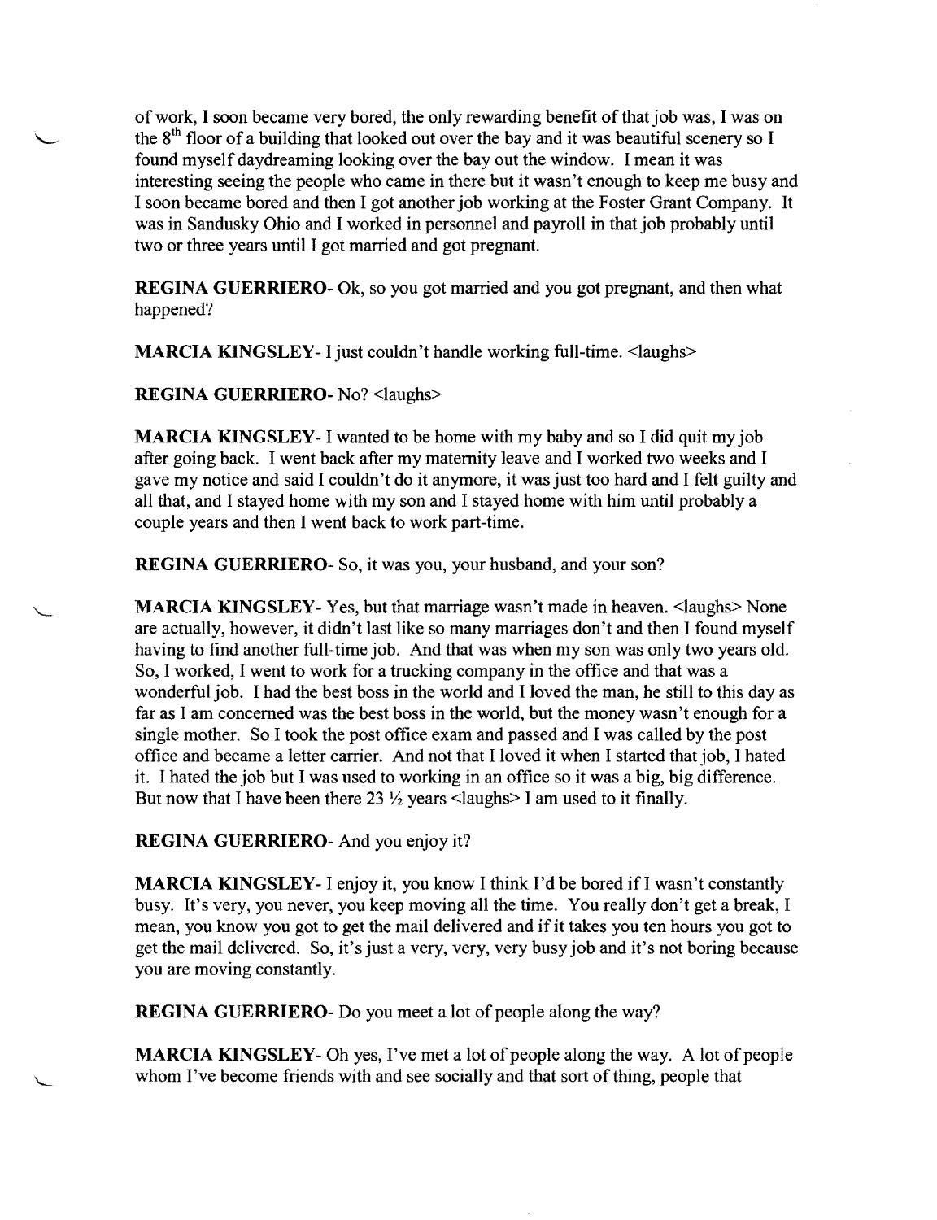of work, I soon became very bored, the only rewarding benefit of that job was, I was on the 8th floor of a building that looked out over the bay and it was beautiful scenery so I found myself daydreaming looking over the bay out the window. I mean it was interesting seeing the people who came in there but it wasn't enough to keep me busy and I soon became bored and then I got another job working at the Foster Grant Company. It was in Sandusky Ohio and I worked in personnel and payroll in that job probably until two or three years until I got married and got pregnant.

**REGINA GUERRIERO**- Ok, so you got married and you got pregnant, and then what happened?

**MARCIA KINGSLEY**- I just couldn't handle working full-time. <laughs>

**REGINA GUERRIERO**- No? <laughs>

**MARCIA KINGSLEY**- I wanted to be home with my baby and so I did quit my job after going back. I went back after my maternity leave and I worked two weeks and I gave my notice and said I couldn't do it anymore, it was just too hard and I felt guilty and all that, and I stayed home with my son and I stayed home with him until probably a couple years and then I went back to work part-time.

**REGINA GUERRIERO**- So, it was you, your husband, and your son?

**MARCIA KINGSLEY**- Yes, but that marriage wasn't made in heaven. <laughs> None are actually, however, it didn't last like so many marriages don't and then I found myself having to find another full-time job. And that was when my son was only two years old. So, I worked, I went to work for a trucking company in the office and that was a wonderful job. I had the best boss in the world and I loved the man, he still to this day as far as I am concerned was the best boss in the world, but the money wasn't enough for a single mother. So I took the post office exam and passed and I was called by the post office and became a letter carrier. And not that I loved it when I started that job, I hated it. I hated the job but I was used to working in an office so it was a big, big difference. But now that I have been there 23 ½ years <laughs> I am used to it finally.

**REGINA GUERRIERO**- And you enjoy it?

**MARCIA KINGSLEY**- I enjoy it, you know I think I'd be bored if I wasn't constantly busy. It's very, you never, you keep moving all the time. You really don't get a break, I mean, you know you got to get the mail delivered and if it takes you ten hours you got to get the mail delivered. So, it's just a very, very, very busy job and it's not boring because you are moving constantly.

**REGINA GUERRIERO**- Do you meet a lot of people along the way?

**MARCIA KINGSLEY**- Oh yes, I've met a lot of people along the way. A lot of people whom I've become friends with and see socially and that sort of thing, people that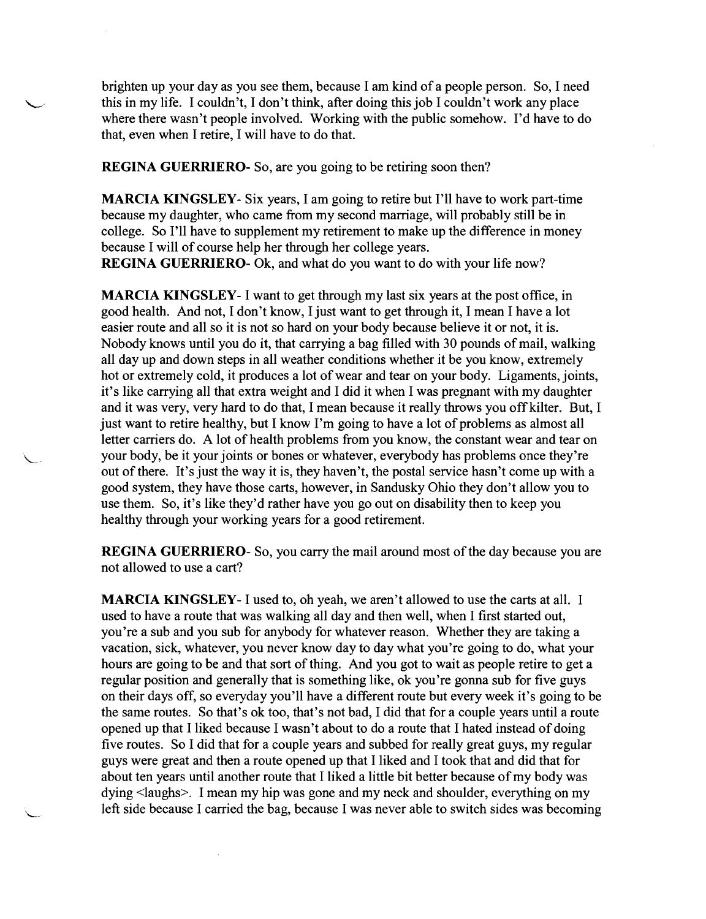brighten up your day as you see them, because I am kind of a people person. So, I need this in my life. I couldn't, I don't think, after doing this job I couldn't work any place where there wasn't people involved. Working with the public somehow. I'd have to do that, even when I retire, I will have to do that.

**REGINA GUERRIERO**- So, are you going to be retiring soon then?

**MARCIA KINGSLEY**- Six years, I am going to retire but I'll have to work part-time because my daughter, who came from my second marriage, will probably still be in college. So I'll have to supplement my retirement to make up the difference in money because I will of course help her through her college years.

**REGINA GUERRIERO**- Ok, and what do you want to do with your life now?

**MARCIA KINGSLEY**- I want to get through my last six years at the post office, in good health. And not, I don't know, I just want to get through it, I mean I have a lot easier route and all so it is not so hard on your body because believe it or not, it is. Nobody knows until you do it, that carrying a bag filled with 30 pounds of mail, walking all day up and down steps in all weather conditions whether it be you know, extremely hot or extremely cold, it produces a lot of wear and tear on your body. Ligaments, joints, it's like carrying all that extra weight and I did it when I was pregnant with my daughter and it was very, very hard to do that, I mean because it really throws you off kilter. But, I just want to retire healthy, but I know I'm going to have a lot of problems as almost all letter carriers do. A lot of health problems from you know, the constant wear and tear on your body, be it your joints or bones or whatever, everybody has problems once they're out of there. It's just the way it is, they haven't, the postal service hasn't come up with a good system, they have those carts, however, in Sandusky Ohio they don't allow you to use them. So, it's like they'd rather have you go out on disability then to keep you healthy through your working years for a good retirement.

**REGINA GUERRIERO**- So, you carry the mail around most of the day because you are not allowed to use a cart?

**MARCIA KINGSLEY**- I used to, oh yeah, we aren't allowed to use the carts at all. I used to have a route that was walking all day and then well, when I first started out, you're a sub and you sub for anybody for whatever reason. Whether they are taking a vacation, sick, whatever, you never know day to day what you're going to do, what your hours are going to be and that sort of thing. And you got to wait as people retire to get a regular position and generally that is something like, ok you're gonna sub for five guys on their days off, so everyday you'll have a different route but every week it's going to be the same routes. So that's ok too, that's not bad, I did that for a couple years until a route opened up that I liked because I wasn't about to do a route that I hated instead of doing five routes. So I did that for a couple years and subbed for really great guys, my regular guys were great and then a route opened up that I liked and I took that and did that for about ten years until another route that I liked a little bit better because of my body was dying <laughs>. I mean my hip was gone and my neck and shoulder, everything on my left side because I carried the bag, because I was never able to switch sides was becoming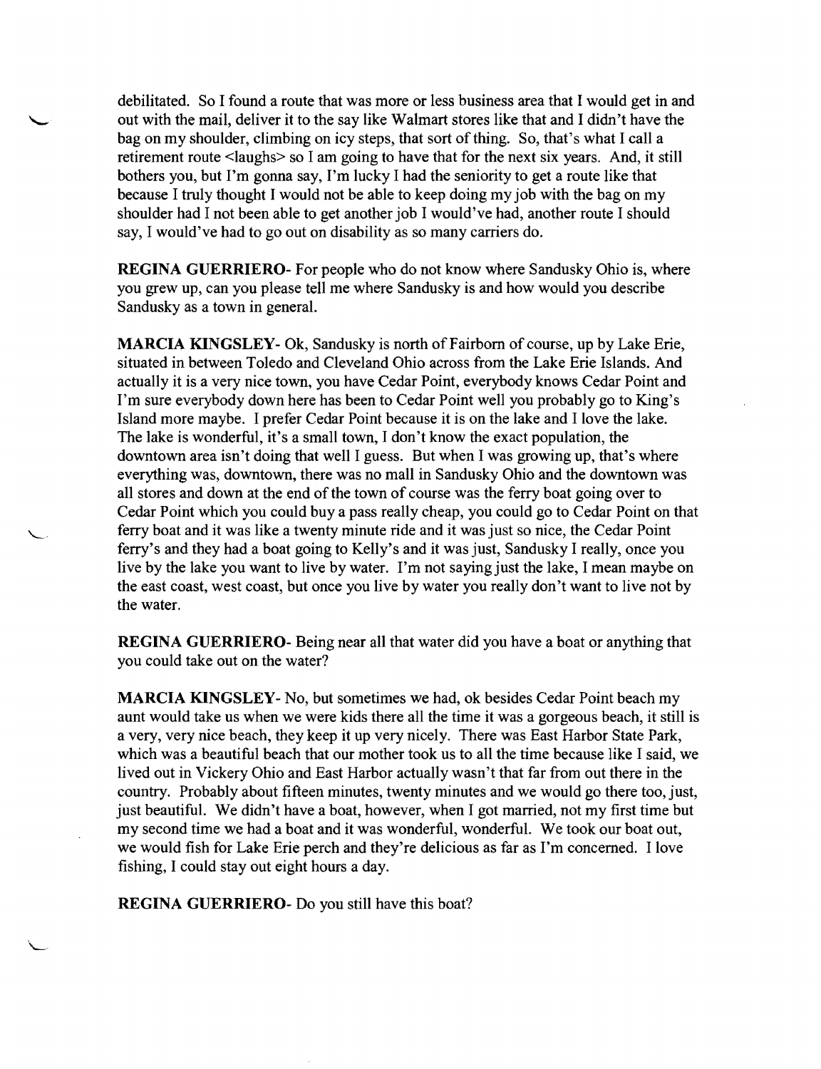debilitated. So I found a route that was more or less business area that I would get in and out with the mail, deliver it to the say like Walmart stores like that and I didn't have the bag on my shoulder, climbing on icy steps, that sort of thing. So, that's what I call a retirement route <laughs> so I am going to have that for the next six years. And, it still bothers you, but I'm gonna say, I'm lucky I had the seniority to get a route like that because I truly thought I would not be able to keep doing my job with the bag on my shoulder had I not been able to get another job I would've had, another route I should say, I would've had to go out on disability as so many carriers do.

**REGINA GUERRIERO**- For people who do not know where Sandusky Ohio is, where you grew up, can you please tell me where Sandusky is and how would you describe Sandusky as a town in general.

**MARCIA KINGSLEY**- Ok, Sandusky is north of Fairborn of course, up by Lake Erie, situated in between Toledo and Cleveland Ohio across from the Lake Erie Islands. And actually it is a very nice town, you have Cedar Point, everybody knows Cedar Point and I'm sure everybody down here has been to Cedar Point well you probably go to King's Island more maybe. I prefer Cedar Point because it is on the lake and I love the lake. The lake is wonderful, it's a small town, I don't know the exact population, the downtown area isn't doing that well I guess. But when I was growing up, that's where everything was, downtown, there was no mall in Sandusky Ohio and the downtown was all stores and down at the end of the town of course was the ferry boat going over to Cedar Point which you could buy a pass really cheap, you could go to Cedar Point on that ferry boat and it was like a twenty minute ride and it was just so nice, the Cedar Point ferry's and they had a boat going to Kelly's and it was just, Sandusky I really, once you live by the lake you want to live by water. I'm not saying just the lake, I mean maybe on the east coast, west coast, but once you live by water you really don't want to live not by the water.

**REGINA GUERRIERO**- Being near all that water did you have a boat or anything that you could take out on the water?

**MARCIA KINGSLEY**- No, but sometimes we had, ok besides Cedar Point beach my aunt would take us when we were kids there all the time it was a gorgeous beach, it still is a very, very nice beach, they keep it up very nicely. There was East Harbor State Park, which was a beautiful beach that our mother took us to all the time because like I said, we lived out in Vickery Ohio and East Harbor actually wasn't that far from out there in the country. Probably about fifteen minutes, twenty minutes and we would go there too, just, just beautiful. We didn't have a boat, however, when I got married, not my first time but my second time we had a boat and it was wonderful, wonderful. We took our boat out, we would fish for Lake Erie perch and they're delicious as far as I'm concerned. I love fishing, I could stay out eight hours a day.

**REGINA GUERRIERO**- Do you still have this boat?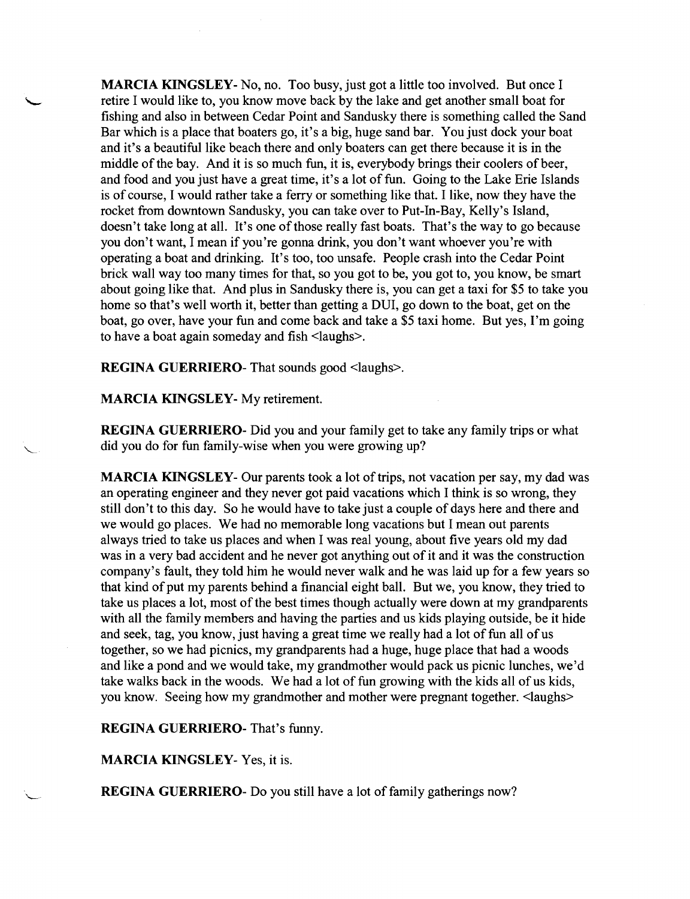**MARCIA KINGSLEY**- No, no. Too busy, just got a little too involved. But once I retire I would like to, you know move back by the lake and get another small boat for fishing and also in between Cedar Point and Sandusky there is something called the Sand Bar which is a place that boaters go, it's a big, huge sand bar. You just dock your boat and it's a beautiful like beach there and only boaters can get there because it is in the middle of the bay. And it is so much fun, it is, everybody brings their coolers of beer, and food and you just have a great time, it's a lot of fun. Going to the Lake Erie Islands is of course, I would rather take a ferry or something like that. I like, now they have the rocket from downtown Sandusky, you can take over to Put-In-Bay, Kelly's Island, doesn't take long at all. It's one of those really fast boats. That's the way to go because you don't want, I mean if you're gonna drink, you don't want whoever you're with operating a boat and drinking. It's too, too unsafe. People crash into the Cedar Point brick wall way too many times for that, so you got to be, you got to, you know, be smart about going like that. And plus in Sandusky there is, you can get a taxi for $5 to take you home so that's well worth it, better than getting a DUI, go down to the boat, get on the boat, go over, have your fun and come back and take a $5 taxi home. But yes, I'm going to have a boat again someday and fish <laughs>.

**REGINA GUERRIERO**- That sounds good <laughs>.

**MARCIA KINGSLEY**- My retirement.

**REGINA GUERRIERO**- Did you and your family get to take any family trips or what did you do for fun family-wise when you were growing up?

**MARCIA KINGSLEY**- Our parents took a lot of trips, not vacation per say, my dad was an operating engineer and they never got paid vacations which I think is so wrong, they still don't to this day. So he would have to take just a couple of days here and there and we would go places. We had no memorable long vacations but I mean out parents always tried to take us places and when I was real young, about five years old my dad was in a very bad accident and he never got anything out of it and it was the construction company's fault, they told him he would never walk and he was laid up for a few years so that kind of put my parents behind a financial eight ball. But we, you know, they tried to take us places a lot, most of the best times though actually were down at my grandparents with all the family members and having the parties and us kids playing outside, be it hide and seek, tag, you know, just having a great time we really had a lot of fun all of us together, so we had picnics, my grandparents had a huge, huge place that had a woods and like a pond and we would take, my grandmother would pack us picnic lunches, we'd take walks back in the woods. We had a lot of fun growing with the kids all of us kids, you know. Seeing how my grandmother and mother were pregnant together. <laughs>

**REGINA GUERRIERO**- That's funny.

**MARCIA KINGSLEY**- Yes, it is.

**REGINA GUERRIERO**- Do you still have a lot of family gatherings now?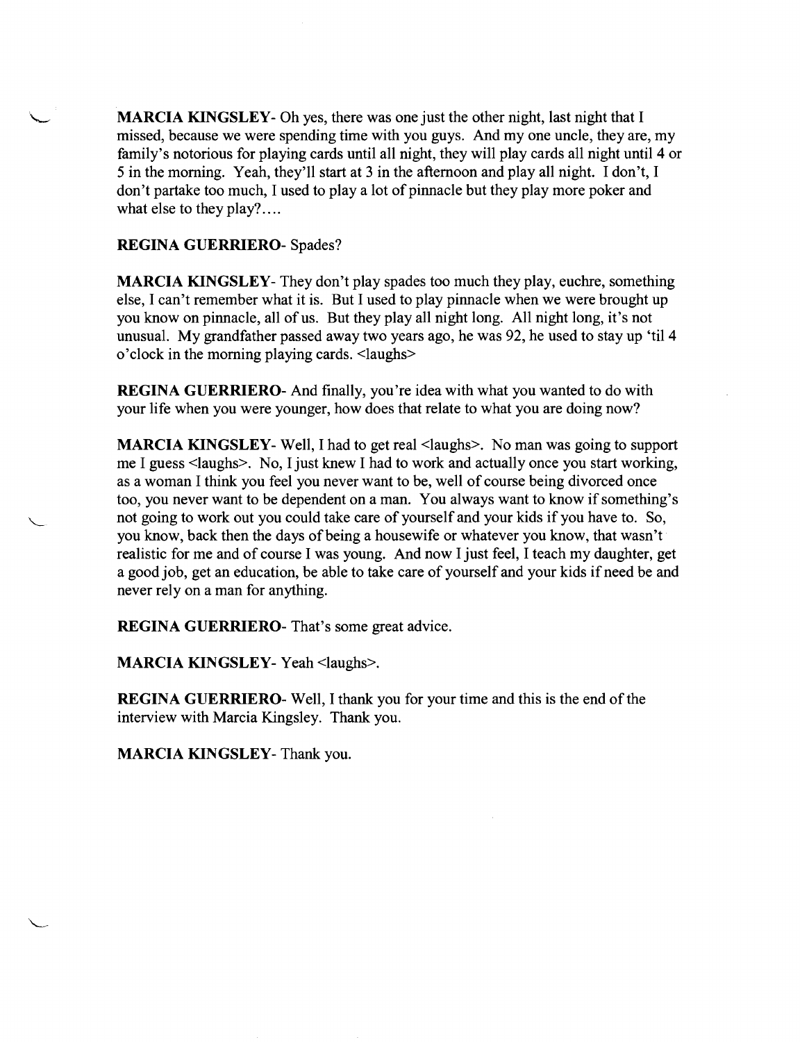**MARCIA KINGSLEY**- Oh yes, there was one just the other night, last night that I missed, because we were spending time with you guys. And my one uncle, they are, my family's notorious for playing cards until all night, they will play cards all night until 4 or 5 in the morning. Yeah, they'll start at 3 in the afternoon and play all night. I don't, I don't partake too much, I used to play a lot of pinnacle but they play more poker and what else to they play?....

**REGINA GUERRIERO**- Spades?

**MARCIA KINGSLEY**- They don't play spades too much they play, euchre, something else, I can't remember what it is. But I used to play pinnacle when we were brought up you know on pinnacle, all of us. But they play all night long. All night long, it's not unusual. My grandfather passed away two years ago, he was 92, he used to stay up 'til 4 o'clock in the morning playing cards. <laughs>

**REGINA GUERRIERO**- And finally, you're idea with what you wanted to do with your life when you were younger, how does that relate to what you are doing now?

**MARCIA KINGSLEY**- Well, I had to get real <laughs>. No man was going to support me I guess <laughs>. No, I just knew I had to work and actually once you start working, as a woman I think you feel you never want to be, well of course being divorced once too, you never want to be dependent on a man. You always want to know if something's not going to work out you could take care of yourself and your kids if you have to. So, you know, back then the days of being a housewife or whatever you know, that wasn't realistic for me and of course I was young. And now I just feel, I teach my daughter, get a good job, get an education, be able to take care of yourself and your kids if need be and never rely on a man for anything.

**REGINA GUERRIERO**- That's some great advice.

**MARCIA KINGSLEY**- Yeah <laughs>.

**REGINA GUERRIERO**- Well, I thank you for your time and this is the end of the interview with Marcia Kingsley. Thank you.

**MARCIA KINGSLEY**- Thank you.